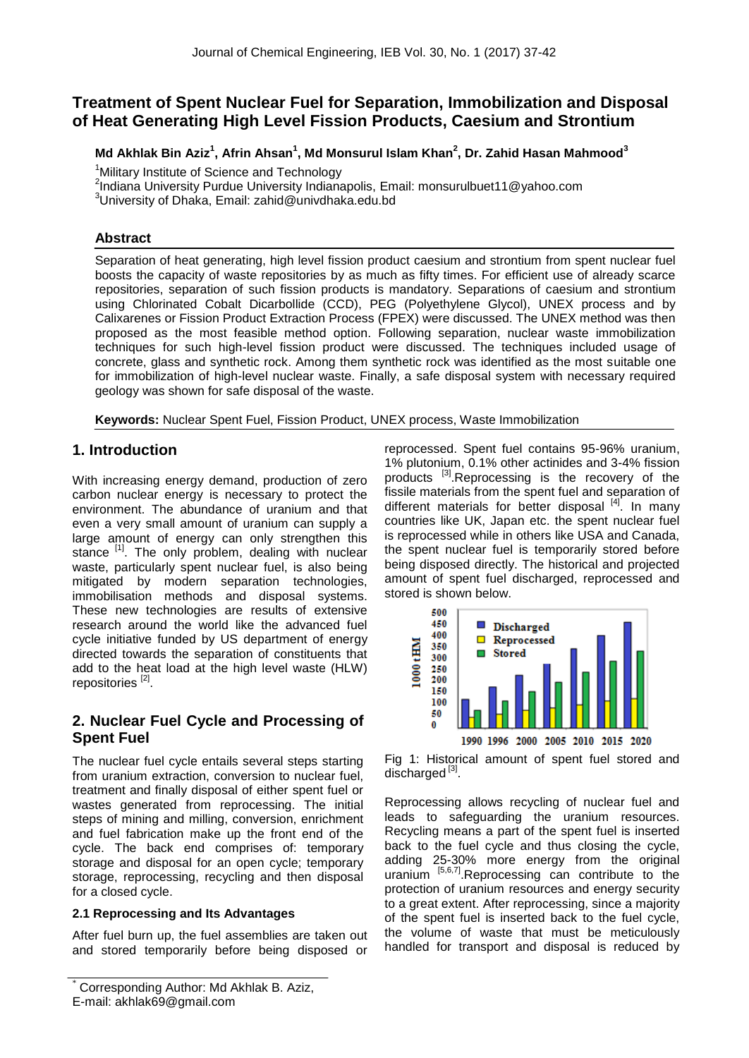# Treatment of Spent Nuclear Fuel for Separation, Immobilization and Disposal of Heat Generating High Level Fission Products, Caesium and Strontium

**Md Akhlak Bin Aziz[1], Afrin Ahsan[1], Md Monsurul Islam Khan[2], Dr. Zahid Hasan Mahmood[3]**

[1]Military Institute of Science and Technology
[2]Indiana University Purdue University Indianapolis, Email: monsurulbuet11@yahoo.com
[3]University of Dhaka, Email: zahid@univdhaka.edu.bd

## Abstract

Separation of heat generating, high level fission product caesium and strontium from spent nuclear fuel boosts the capacity of waste repositories by as much as fifty times. For efficient use of already scarce repositories, separation of such fission products is mandatory. Separations of caesium and strontium using Chlorinated Cobalt Dicarbollide (CCD), PEG (Polyethylene Glycol), UNEX process and by Calixarenes or Fission Product Extraction Process (FPEX) were discussed. The UNEX method was then proposed as the most feasible method option. Following separation, nuclear waste immobilization techniques for such high-level fission product were discussed. The techniques included usage of concrete, glass and synthetic rock. Among them synthetic rock was identified as the most suitable one for immobilization of high-level nuclear waste. Finally, a safe disposal system with necessary required geology was shown for safe disposal of the waste.

**Keywords:** Nuclear Spent Fuel, Fission Product, UNEX process, Waste Immobilization

## 1. Introduction

With increasing energy demand, production of zero carbon nuclear energy is necessary to protect the environment. The abundance of uranium and that even a very small amount of uranium can supply a large amount of energy can only strengthen this stance [1]. The only problem, dealing with nuclear waste, particularly spent nuclear fuel, is also being mitigated by modern separation technologies, immobilisation methods and disposal systems. These new technologies are results of extensive research around the world like the advanced fuel cycle initiative funded by US department of energy directed towards the separation of constituents that add to the heat load at the high level waste (HLW) repositories [2].

## 2. Nuclear Fuel Cycle and Processing of Spent Fuel

The nuclear fuel cycle entails several steps starting from uranium extraction, conversion to nuclear fuel, treatment and finally disposal of either spent fuel or wastes generated from reprocessing. The initial steps of mining and milling, conversion, enrichment and fuel fabrication make up the front end of the cycle. The back end comprises of: temporary storage and disposal for an open cycle; temporary storage, reprocessing, recycling and then disposal for a closed cycle.

### 2.1 Reprocessing and Its Advantages

After fuel burn up, the fuel assemblies are taken out and stored temporarily before being disposed or reprocessed. Spent fuel contains 95-96% uranium, 1% plutonium, 0.1% other actinides and 3-4% fission products [3]. Reprocessing is the recovery of the fissile materials from the spent fuel and separation of different materials for better disposal [4]. In many countries like UK, Japan etc. the spent nuclear fuel is reprocessed while in others like USA and Canada, the spent nuclear fuel is temporarily stored before being disposed directly. The historical and projected amount of spent fuel discharged, reprocessed and stored is shown below.

Fig 1: Historical amount of spent fuel stored and discharged [3].

Reprocessing allows recycling of nuclear fuel and leads to safeguarding the uranium resources. Recycling means a part of the spent fuel is inserted back to the fuel cycle and thus closing the cycle, adding 25-30% more energy from the original uranium [5,6,7]. Reprocessing can contribute to the protection of uranium resources and energy security to a great extent. After reprocessing, since a majority of the spent fuel is inserted back to the fuel cycle, the volume of waste that must be meticulously handled for transport and disposal is reduced by

* Corresponding Author: Md Akhlak B. Aziz,
E-mail: akhlak69@gmail.com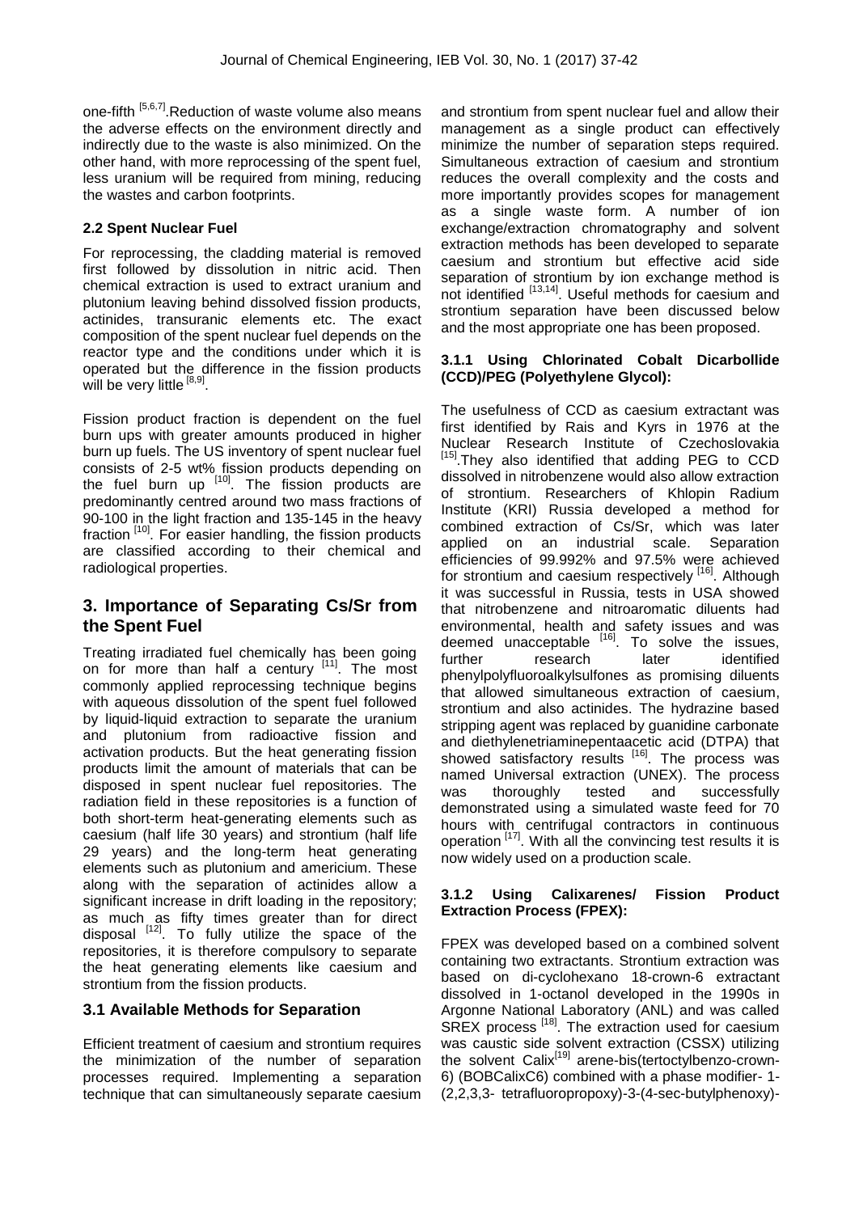one-fifth [5,6,7]. Reduction of waste volume also means the adverse effects on the environment directly and indirectly due to the waste is also minimized. On the other hand, with more reprocessing of the spent fuel, less uranium will be required from mining, reducing the wastes and carbon footprints.

#### 2.2 Spent Nuclear Fuel

For reprocessing, the cladding material is removed first followed by dissolution in nitric acid. Then chemical extraction is used to extract uranium and plutonium leaving behind dissolved fission products, actinides, transuranic elements etc. The exact composition of the spent nuclear fuel depends on the reactor type and the conditions under which it is operated but the difference in the fission products will be very little [8,9].

Fission product fraction is dependent on the fuel burn ups with greater amounts produced in higher burn up fuels. The US inventory of spent nuclear fuel consists of 2-5 wt% fission products depending on the fuel burn up [10]. The fission products are predominantly centred around two mass fractions of 90-100 in the light fraction and 135-145 in the heavy fraction [10]. For easier handling, the fission products are classified according to their chemical and radiological properties.

## 3. Importance of Separating Cs/Sr from the Spent Fuel

Treating irradiated fuel chemically has been going on for more than half a century [11]. The most commonly applied reprocessing technique begins with aqueous dissolution of the spent fuel followed by liquid-liquid extraction to separate the uranium and plutonium from radioactive fission and activation products. But the heat generating fission products limit the amount of materials that can be disposed in spent nuclear fuel repositories. The radiation field in these repositories is a function of both short-term heat-generating elements such as caesium (half life 30 years) and strontium (half life 29 years) and the long-term heat generating elements such as plutonium and americium. These along with the separation of actinides allow a significant increase in drift loading in the repository; as much as fifty times greater than for direct disposal [12]. To fully utilize the space of the repositories, it is therefore compulsory to separate the heat generating elements like caesium and strontium from the fission products.

### 3.1 Available Methods for Separation

Efficient treatment of caesium and strontium requires the minimization of the number of separation processes required. Implementing a separation technique that can simultaneously separate caesium and strontium from spent nuclear fuel and allow their management as a single product can effectively minimize the number of separation steps required. Simultaneous extraction of caesium and strontium reduces the overall complexity and the costs and more importantly provides scopes for management as a single waste form. A number of ion exchange/extraction chromatography and solvent extraction methods has been developed to separate caesium and strontium but effective acid side separation of strontium by ion exchange method is not identified [13,14]. Useful methods for caesium and strontium separation have been discussed below and the most appropriate one has been proposed.

#### 3.1.1 Using Chlorinated Cobalt Dicarbollide (CCD)/PEG (Polyethylene Glycol):

The usefulness of CCD as caesium extractant was first identified by Rais and Kyrs in 1976 at the Nuclear Research Institute of Czechoslovakia [15]. They also identified that adding PEG to CCD dissolved in nitrobenzene would also allow extraction of strontium. Researchers of Khlopin Radium Institute (KRI) Russia developed a method for combined extraction of Cs/Sr, which was later applied on an industrial scale. Separation efficiencies of 99.992% and 97.5% were achieved for strontium and caesium respectively [16]. Although it was successful in Russia, tests in USA showed that nitrobenzene and nitroaromatic diluents had environmental, health and safety issues and was deemed unacceptable [16]. To solve the issues, further research later identified phenylpolyfluoroalkylsulfones as promising diluents that allowed simultaneous extraction of caesium, strontium and also actinides. The hydrazine based stripping agent was replaced by guanidine carbonate and diethylenetriaminepentaacetic acid (DTPA) that showed satisfactory results [16]. The process was named Universal extraction (UNEX). The process was thoroughly tested and successfully demonstrated using a simulated waste feed for 70 hours with centrifugal contractors in continuous operation [17]. With all the convincing test results it is now widely used on a production scale.

#### 3.1.2 Using Calixarenes/ Fission Product Extraction Process (FPEX):

FPEX was developed based on a combined solvent containing two extractants. Strontium extraction was based on di-cyclohexano 18-crown-6 extractant dissolved in 1-octanol developed in the 1990s in Argonne National Laboratory (ANL) and was called SREX process [18]. The extraction used for caesium was caustic side solvent extraction (CSSX) utilizing the solvent Calix[19] arene-bis(tertoctylbenzo-crown-6) (BOBCalixC6) combined with a phase modifier- 1-(2,2,3,3- tetrafluoropropoxy)-3-(4-sec-butylphenoxy)-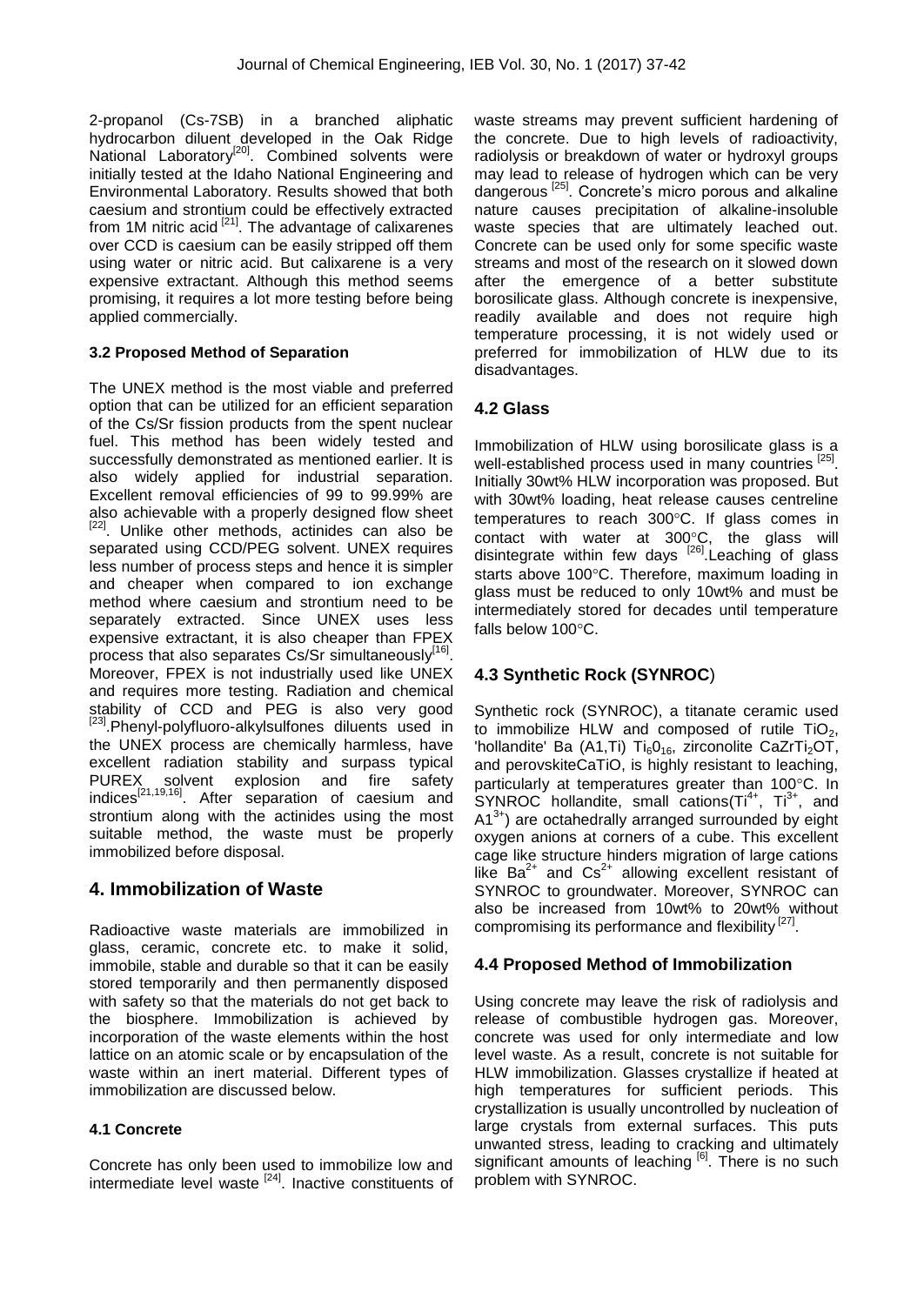2-propanol (Cs-7SB) in a branched aliphatic hydrocarbon diluent developed in the Oak Ridge National Laboratory[20]. Combined solvents were initially tested at the Idaho National Engineering and Environmental Laboratory. Results showed that both caesium and strontium could be effectively extracted from 1M nitric acid [21]. The advantage of calixarenes over CCD is caesium can be easily stripped off them using water or nitric acid. But calixarene is a very expensive extractant. Although this method seems promising, it requires a lot more testing before being applied commercially.

### 3.2 Proposed Method of Separation

The UNEX method is the most viable and preferred option that can be utilized for an efficient separation of the Cs/Sr fission products from the spent nuclear fuel. This method has been widely tested and successfully demonstrated as mentioned earlier. It is also widely applied for industrial separation. Excellent removal efficiencies of 99 to 99.99% are also achievable with a properly designed flow sheet [22]. Unlike other methods, actinides can also be separated using CCD/PEG solvent. UNEX requires less number of process steps and hence it is simpler and cheaper when compared to ion exchange method where caesium and strontium need to be separately extracted. Since UNEX uses less expensive extractant, it is also cheaper than FPEX process that also separates Cs/Sr simultaneously[16]. Moreover, FPEX is not industrially used like UNEX and requires more testing. Radiation and chemical stability of CCD and PEG is also very good [23].Phenyl-polyfluoro-alkylsulfones diluents used in the UNEX process are chemically harmless, have excellent radiation stability and surpass typical PUREX solvent explosion and fire safety indices[21,19,16]. After separation of caesium and strontium along with the actinides using the most suitable method, the waste must be properly immobilized before disposal.

## 4. Immobilization of Waste

Radioactive waste materials are immobilized in glass, ceramic, concrete etc. to make it solid, immobile, stable and durable so that it can be easily stored temporarily and then permanently disposed with safety so that the materials do not get back to the biosphere. Immobilization is achieved by incorporation of the waste elements within the host lattice on an atomic scale or by encapsulation of the waste within an inert material. Different types of immobilization are discussed below.

### 4.1 Concrete

Concrete has only been used to immobilize low and intermediate level waste [24]. Inactive constituents of waste streams may prevent sufficient hardening of the concrete. Due to high levels of radioactivity, radiolysis or breakdown of water or hydroxyl groups may lead to release of hydrogen which can be very dangerous [25]. Concrete's micro porous and alkaline nature causes precipitation of alkaline-insoluble waste species that are ultimately leached out. Concrete can be used only for some specific waste streams and most of the research on it slowed down after the emergence of a better substitute borosilicate glass. Although concrete is inexpensive, readily available and does not require high temperature processing, it is not widely used or preferred for immobilization of HLW due to its disadvantages.

## 4.2 Glass

Immobilization of HLW using borosilicate glass is a well-established process used in many countries [25]. Initially 30wt% HLW incorporation was proposed. But with 30wt% loading, heat release causes centreline temperatures to reach 300°C. If glass comes in contact with water at 300°C, the glass will disintegrate within few days [26].Leaching of glass starts above 100°C. Therefore, maximum loading in glass must be reduced to only 10wt% and must be intermediately stored for decades until temperature falls below 100°C.

## 4.3 Synthetic Rock (SYNROC)

Synthetic rock (SYNROC), a titanate ceramic used to immobilize HLW and composed of rutile $TiO_2$, 'hollandite' Ba (A1,Ti) $Ti_6 0_{16}$, zirconolite $CaZrTi_2OT$, and perovskiteCaTiO, is highly resistant to leaching, particularly at temperatures greater than 100°C. In SYNROC hollandite, small cations($Ti^{4+}$, $Ti^{3+}$, and $A1^{3+}$) are octahedrally arranged surrounded by eight oxygen anions at corners of a cube. This excellent cage like structure hinders migration of large cations like $Ba^{2+}$ and $Cs^{2+}$ allowing excellent resistant of SYNROC to groundwater. Moreover, SYNROC can also be increased from 10wt% to 20wt% without compromising its performance and flexibility [27].

### 4.4 Proposed Method of Immobilization

Using concrete may leave the risk of radiolysis and release of combustible hydrogen gas. Moreover, concrete was used for only intermediate and low level waste. As a result, concrete is not suitable for HLW immobilization. Glasses crystallize if heated at high temperatures for sufficient periods. This crystallization is usually uncontrolled by nucleation of large crystals from external surfaces. This puts unwanted stress, leading to cracking and ultimately significant amounts of leaching [6]. There is no such problem with SYNROC.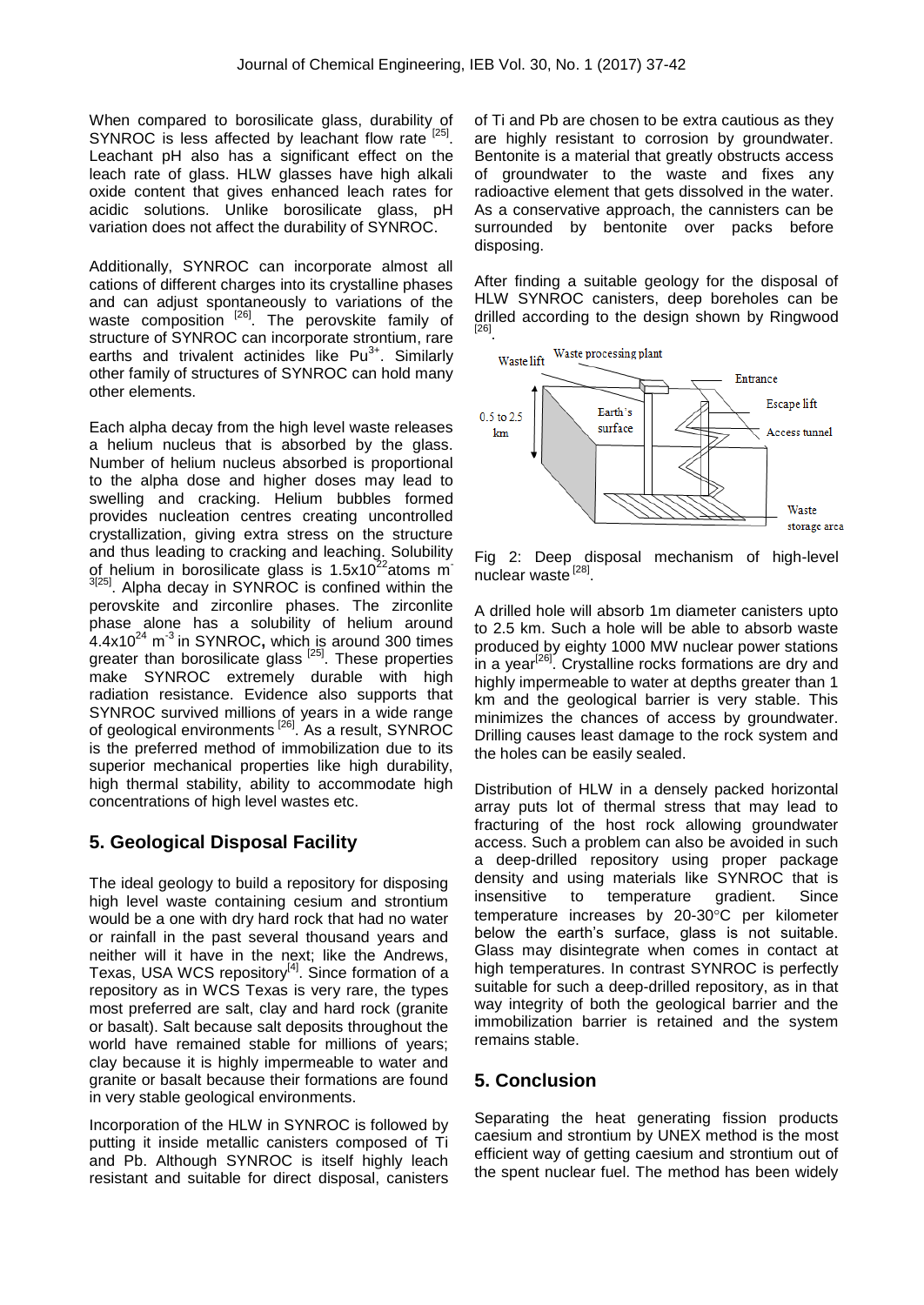When compared to borosilicate glass, durability of SYNROC is less affected by leachant flow rate [25]. Leachant pH also has a significant effect on the leach rate of glass. HLW glasses have high alkali oxide content that gives enhanced leach rates for acidic solutions. Unlike borosilicate glass, pH variation does not affect the durability of SYNROC.

Additionally, SYNROC can incorporate almost all cations of different charges into its crystalline phases and can adjust spontaneously to variations of the waste composition [26]. The perovskite family of structure of SYNROC can incorporate strontium, rare earths and trivalent actinides like $Pu^{3+}$. Similarly other family of structures of SYNROC can hold many other elements.

Each alpha decay from the high level waste releases a helium nucleus that is absorbed by the glass. Number of helium nucleus absorbed is proportional to the alpha dose and higher doses may lead to swelling and cracking. Helium bubbles formed provides nucleation centres creating uncontrolled crystallization, giving stress on the structure and thus leading to cracking and leaching. Solubility of helium in borosilicate glass is $1.5\times10^{22}$ atoms $m^{-3}$[25]. Alpha decay in SYNROC is confined within the perovskite and zirconlire phases. The zirconlite phase alone has a solubility of helium around $4.4\times10^{24}$ $m^{-3}$ in SYNROC**,** which is around 300 times greater than borosilicate glass [25]. These properties make SYNROC extremely durable with high radiation resistance. Evidence also supports that SYNROC survived millions of years in a wide range of geological environments [26]. As a result, SYNROC is the preferred method of immobilization due to its superior mechanical properties like high durability, high thermal stability, ability to accommodate high concentrations of high level wastes etc.

## 5. Geological Disposal Facility

The ideal geology to build a repository for disposing high level waste containing cesium and strontium would be a one with dry hard rock that had no water or rainfall in the past several thousand years and neither will it have in the next; like the Andrews, Texas, USA WCS repository[4]. Since formation of a repository as in WCS Texas is very rare, the types most preferred are salt, clay and hard rock (granite or basalt). Salt because salt deposits throughout the world have remained stable for millions of years; clay because it is highly impermeable to water and granite or basalt because their formations are found in very stable geological environments.

Incorporation of the HLW in SYNROC is followed by putting it inside metallic canisters composed of Ti and Pb. Although SYNROC is itself highly leach resistant and suitable for direct disposal, canisters of Ti and Pb are chosen to be extra cautious as they are highly resistant to corrosion by groundwater. Bentonite is a material that greatly obstructs access of groundwater to the waste and fixes any radioactive element that gets dissolved in the water. As a conservative approach, the cannisters can be surrounded by bentonite over packs before disposing.

After finding a suitable geology for the disposal of HLW SYNROC canisters, deep boreholes can be drilled according to the design shown by Ringwood [26].

Fig 2: Deep disposal mechanism of high-level nuclear waste [28].

A drilled hole will absorb 1m diameter canisters upto to 2.5 km. Such a hole will be able to absorb waste produced by eighty 1000 MW nuclear power stations in a year[26]. Crystalline rocks formations are dry and highly impermeable to water at depths greater than 1 km and the geological barrier is very stable. This minimizes the chances of access by groundwater. Drilling causes least damage to the rock system and the holes can be easily sealed.

Distribution of HLW in a densely packed horizontal array puts lot of thermal stress that may lead to fracturing of the host rock allowing groundwater access. Such a problem can also be avoided in such a deep-drilled repository using proper package density and using materials like SYNROC that is insensitive to temperature gradient. Since temperature increases by 20-30°C per kilometer below the earth's surface, glass is not suitable. Glass may disintegrate when comes in contact at high temperatures. In contrast SYNROC is perfectly suitable for such a deep-drilled repository, as in that way integrity of both the geological barrier and the immobilization barrier is retained and the system remains stable.

## 5. Conclusion

Separating the heat generating fission products caesium and strontium by UNEX method is the most efficient way of getting caesium and strontium out of the spent nuclear fuel. The method has been widely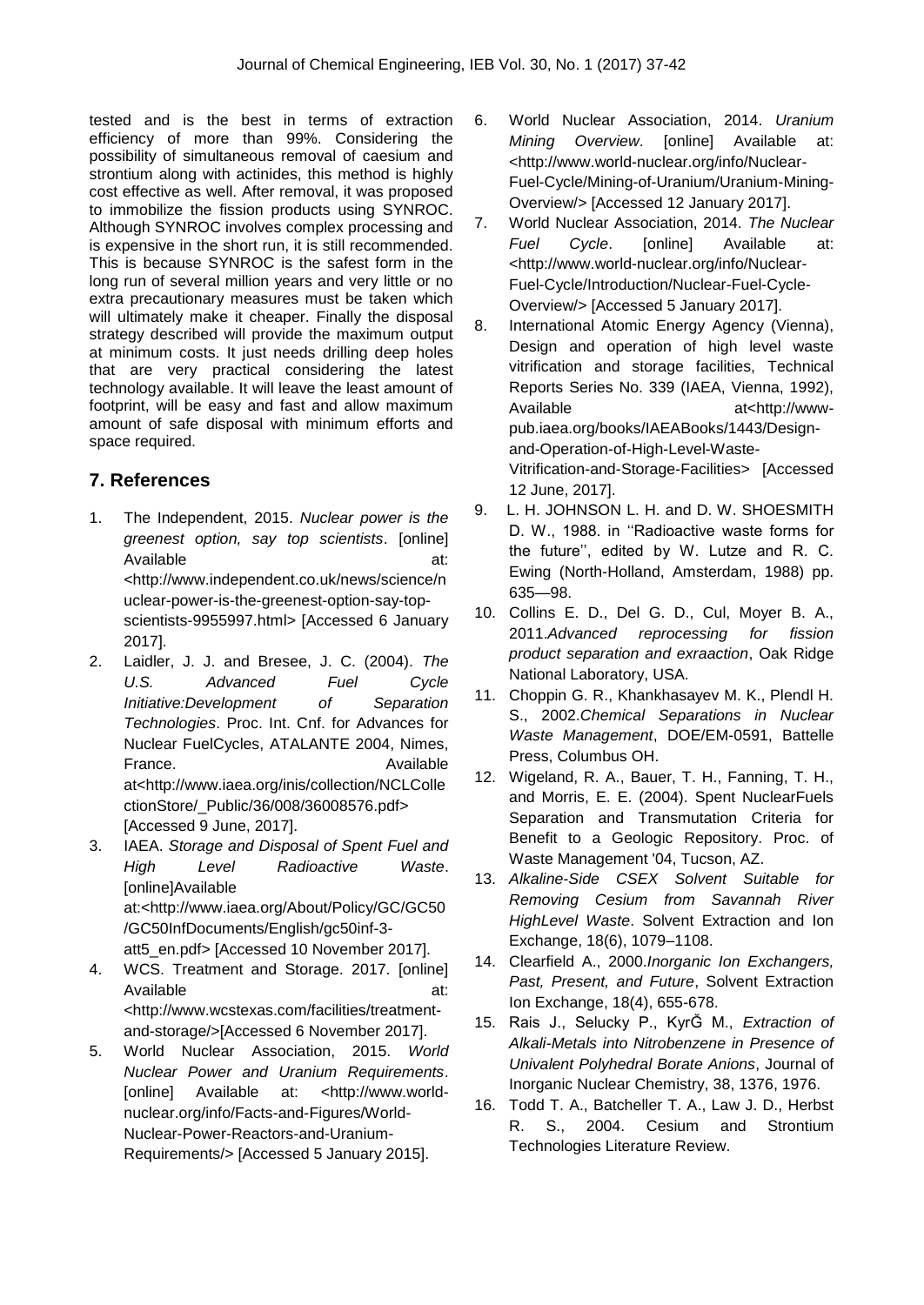tested and is the best in terms of extraction efficiency of more than 99%. Considering the possibility of simultaneous removal of caesium and strontium along with actinides, this method is highly cost effective as well. After removal, it was proposed to immobilize the fission products using SYNROC. Although SYNROC involves complex processing and is expensive in the short run, it is still recommended. This is because SYNROC is the safest form in the long run of several million years and very little or no extra precautionary measures must be taken which will ultimately make it cheaper. Finally the disposal strategy described will provide the maximum output at minimum costs. It just needs drilling deep holes that are very practical considering the latest technology available. It will leave the least amount of footprint, will be easy and fast and allow maximum amount of safe disposal with minimum efforts and space required.

## 7. References

1. The Independent, 2015. *Nuclear power is the greenest option, say top scientists*. [online] Available at: <http://www.independent.co.uk/news/science/nuclear-power-is-the-greenest-option-say-top-scientists-9955997.html> [Accessed 6 January 2017].
2. Laidler, J. J. and Bresee, J. C. (2004). *The U.S. Advanced Fuel Cycle Initiative:Development of Separation Technologies*. Proc. Int. Cnf. for Advances for Nuclear FuelCycles, ATALANTE 2004, Nimes, France. Available at<http://www.iaea.org/inis/collection/NCLCollectionStore/_Public/36/008/36008576.pdf> [Accessed 9 June, 2017].
3. IAEA. *Storage and Disposal of Spent Fuel and High Level Radioactive Waste*. [online]Available at:<http://www.iaea.org/About/Policy/GC/GC50/GC50InfDocuments/English/gc50inf-3-att5_en.pdf> [Accessed 10 November 2017].
4. WCS. Treatment and Storage. 2017. [online] Available at: <http://www.wcstexas.com/facilities/treatment-and-storage/>[Accessed 6 November 2017].
5. World Nuclear Association, 2015. *World Nuclear Power and Uranium Requirements*. [online] Available at: <http://www.world-nuclear.org/info/Facts-and-Figures/World-Nuclear-Power-Reactors-and-Uranium-Requirements/> [Accessed 5 January 2015].
6. World Nuclear Association, 2014. *Uranium Mining Overview*. [online] Available at: <http://www.world-nuclear.org/info/Nuclear-Fuel-Cycle/Mining-of-Uranium/Uranium-Mining-Overview/> [Accessed 12 January 2017].
7. World Nuclear Association, 2014. *The Nuclear Fuel Cycle*. [online] Available at: <http://www.world-nuclear.org/info/Nuclear-Fuel-Cycle/Introduction/Nuclear-Fuel-Cycle-Overview/> [Accessed 5 January 2017].
8. International Atomic Energy Agency (Vienna), Design and operation of high level waste vitrification and storage facilities, Technical Reports Series No. 339 (IAEA, Vienna, 1992), Available at<http://www-pub.iaea.org/books/IAEABooks/1443/Design-and-Operation-of-High-Level-Waste-Vitrification-and-Storage-Facilities> [Accessed 12 June, 2017].
9. L. H. JOHNSON L. H. and D. W. SHOESMITH D. W., 1988. in ''Radioactive waste forms for the future'', edited by W. Lutze and R. C. Ewing (North-Holland, Amsterdam, 1988) pp. 635—98.
10. Collins E. D., Del G. D., Cul, Moyer B. A., 2011.*Advanced reprocessing for fission product separation and exraaction*, Oak Ridge National Laboratory, USA.
11. Choppin G. R., Khankhasayev M. K., Plendl H. S., 2002.*Chemical Separations in Nuclear Waste Management*, DOE/EM-0591, Battelle Press, Columbus OH.
12. Wigeland, R. A., Bauer, T. H., Fanning, T. H., and Morris, E. E. (2004). Spent NuclearFuels Separation and Transmutation Criteria for Benefit to a Geologic Repository. Proc. of Waste Management '04, Tucson, AZ.
13. *Alkaline-Side CSEX Solvent Suitable for Removing Cesium from Savannah River HighLevel Waste*. Solvent Extraction and Ion Exchange, 18(6), 1079–1108.
14. Clearfield A., 2000.*Inorganic Ion Exchangers, Past, Present, and Future*, Solvent Extraction Ion Exchange, 18(4), 655-678.
15. Rais J., Selucky P., KyrĞ M., *Extraction of Alkali-Metals into Nitrobenzene in Presence of Univalent Polyhedral Borate Anions*, Journal of Inorganic Nuclear Chemistry, 38, 1376, 1976.
16. Todd T. A., Batcheller T. A., Law J. D., Herbst R. S., 2004. Cesium and Strontium Technologies Literature Review.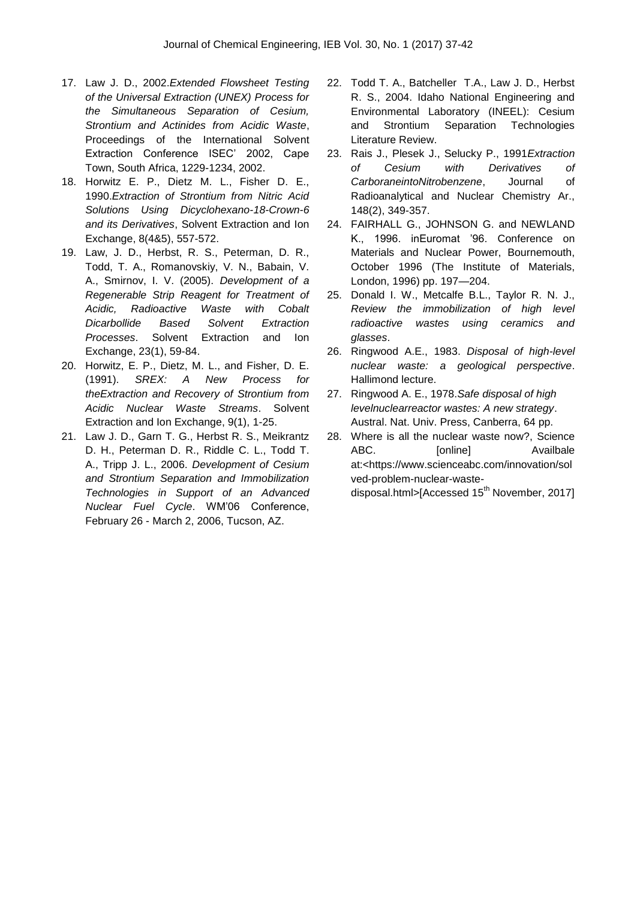17. Law J. D., 2002.*Extended Flowsheet Testing of the Universal Extraction (UNEX) Process for the Simultaneous Separation of Cesium, Strontium and Actinides from Acidic Waste*, Proceedings of the International Solvent Extraction Conference ISEC' 2002, Cape Town, South Africa, 1229-1234, 2002.
18. Horwitz E. P., Dietz M. L., Fisher D. E., 1990.*Extraction of Strontium from Nitric Acid Solutions Using Dicyclohexano-18-Crown-6 and its Derivatives*, Solvent Extraction and Ion Exchange, 8(4&5), 557-572.
19. Law, J. D., Herbst, R. S., Peterman, D. R., Todd, T. A., Romanovskiy, V. N., Babain, V. A., Smirnov, I. V. (2005). *Development of a Regenerable Strip Reagent for Treatment of Acidic, Radioactive Waste with Cobalt Dicarbollide Based Solvent Extraction Processes*. Solvent Extraction and Ion Exchange, 23(1), 59-84.
20. Horwitz, E. P., Dietz, M. L., and Fisher, D. E. (1991). *SREX: A New Process for theExtraction and Recovery of Strontium from Acidic Nuclear Waste Streams*. Solvent Extraction and Ion Exchange, 9(1), 1-25.
21. Law J. D., Garn T. G., Herbst R. S., Meikrantz D. H., Peterman D. R., Riddle C. L., Todd T. A., Tripp J. L., 2006. *Development of Cesium and Strontium Separation and Immobilization Technologies in Support of an Advanced Nuclear Fuel Cycle*. WM'06 Conference, February 26 - March 2, 2006, Tucson, AZ.
22. Todd T. A., Batcheller T.A., Law J. D., Herbst R. S., 2004. Idaho National Engineering and Environmental Laboratory (INEEL): Cesium and Strontium Separation Technologies Literature Review.
23. Rais J., Plesek J., Selucky P., 1991*Extraction of Cesium with Derivatives of CarboraneintoNitrobenzene*, Journal of Radioanalytical and Nuclear Chemistry Ar., 148(2), 349-357.
24. FAIRHALL G., JOHNSON G. and NEWLAND K., 1996. inEuromat '96. Conference on Materials and Nuclear Power, Bournemouth, October 1996 (The Institute of Materials, London, 1996) pp. 197—204.
25. Donald I. W., Metcalfe B.L., Taylor R. N. J., *Review the immobilization of high level radioactive wastes using ceramics and glasses*.
26. Ringwood A.E., 1983. *Disposal of high-level nuclear waste: a geological perspective*. Hallimond lecture.
27. Ringwood A. E., 1978.*Safe disposal of high levelnuclearreactor wastes: A new strategy*. Austral. Nat. Univ. Press, Canberra, 64 pp.
28. Where is all the nuclear waste now?, Science ABC. [online] Availbale at:<https://www.scienceabc.com/innovation/solved-problem-nuclear-waste-disposal.html>[Accessed 15th November, 2017]